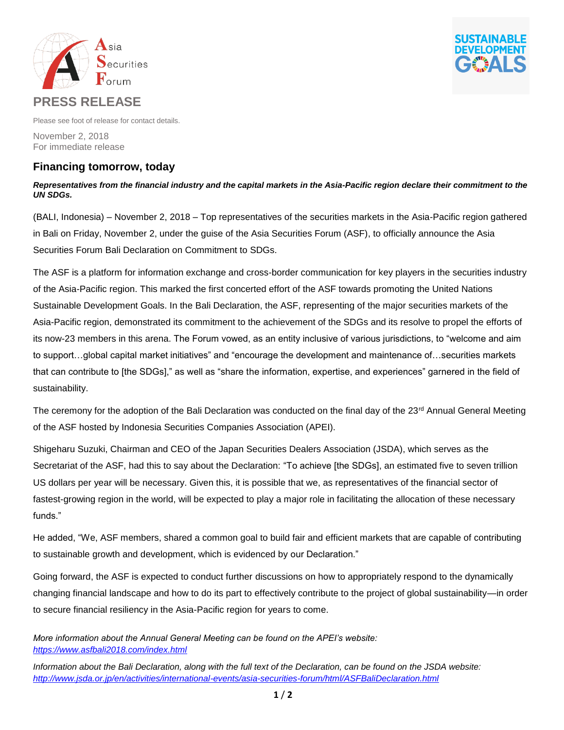Asia Securities Forum

SUSTAINABLE DEVELOPMENT GOALS

# PRESS RELEASE

Please see foot of release for contact details.

November 2, 2018
For immediate release

## Financing tomorrow, today

***Representatives from the financial industry and the capital markets in the Asia-Pacific region declare their commitment to the UN SDGs.***

(BALI, Indonesia) – November 2, 2018 – Top representatives of the securities markets in the Asia-Pacific region gathered in Bali on Friday, November 2, under the guise of the Asia Securities Forum (ASF), to officially announce the Asia Securities Forum Bali Declaration on Commitment to SDGs.

The ASF is a platform for information exchange and cross-border communication for key players in the securities industry of the Asia-Pacific region. This marked the first concerted effort of the ASF towards promoting the United Nations Sustainable Development Goals. In the Bali Declaration, the ASF, representing of the major securities markets of the Asia-Pacific region, demonstrated its commitment to the achievement of the SDGs and its resolve to propel the efforts of its now-23 members in this arena. The Forum vowed, as an entity inclusive of various jurisdictions, to "welcome and aim to support…global capital market initiatives" and "encourage the development and maintenance of…securities markets that can contribute to [the SDGs]," as well as "share the information, expertise, and experiences" garnered in the field of sustainability.

The ceremony for the adoption of the Bali Declaration was conducted on the final day of the 23rd Annual General Meeting of the ASF hosted by Indonesia Securities Companies Association (APEI).

Shigeharu Suzuki, Chairman and CEO of the Japan Securities Dealers Association (JSDA), which serves as the Secretariat of the ASF, had this to say about the Declaration: "To achieve [the SDGs], an estimated five to seven trillion US dollars per year will be necessary. Given this, it is possible that we, as representatives of the financial sector of fastest-growing region in the world, will be expected to play a major role in facilitating the allocation of these necessary funds."

He added, "We, ASF members, shared a common goal to build fair and efficient markets that are capable of contributing to sustainable growth and development, which is evidenced by our Declaration."

Going forward, the ASF is expected to conduct further discussions on how to appropriately respond to the dynamically changing financial landscape and how to do its part to effectively contribute to the project of global sustainability—in order to secure financial resiliency in the Asia-Pacific region for years to come.

*More information about the Annual General Meeting can be found on the APEI's website:*
*https://www.asfbali2018.com/index.html*

*Information about the Bali Declaration, along with the full text of the Declaration, can be found on the JSDA website:*
*http://www.jsda.or.jp/en/activities/international-events/asia-securities-forum/html/ASFBaliDeclaration.html*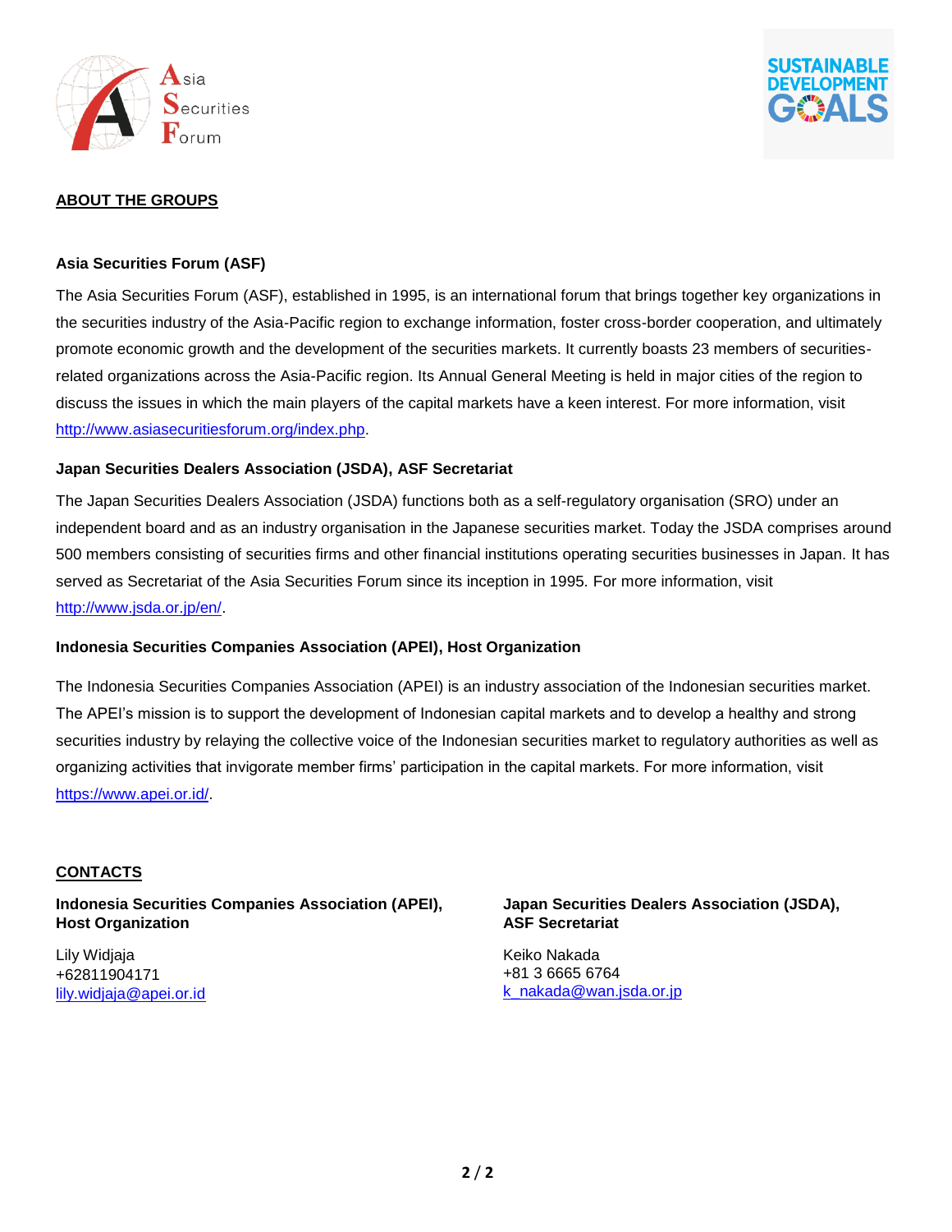## ABOUT THE GROUPS

### Asia Securities Forum (ASF)

The Asia Securities Forum (ASF), established in 1995, is an international forum that brings together key organizations in the securities industry of the Asia-Pacific region to exchange information, foster cross-border cooperation, and ultimately promote economic growth and the development of the securities markets. It currently boasts 23 members of securities-related organizations across the Asia-Pacific region. Its Annual General Meeting is held in major cities of the region to discuss the issues in which the main players of the capital markets have a keen interest. For more information, visit http://www.asiasecuritiesforum.org/index.php.

### Japan Securities Dealers Association (JSDA), ASF Secretariat

The Japan Securities Dealers Association (JSDA) functions both as a self-regulatory organisation (SRO) under an independent board and as an industry organisation in the Japanese securities market. Today the JSDA comprises around 500 members consisting of securities firms and other financial institutions operating securities businesses in Japan. It has served as Secretariat of the Asia Securities Forum since its inception in 1995. For more information, visit http://www.jsda.or.jp/en/.

### Indonesia Securities Companies Association (APEI), Host Organization

The Indonesia Securities Companies Association (APEI) is an industry association of the Indonesian securities market. The APEI's mission is to support the development of Indonesian capital markets and to develop a healthy and strong securities industry by relaying the collective voice of the Indonesian securities market to regulatory authorities as well as organizing activities that invigorate member firms' participation in the capital markets. For more information, visit https://www.apei.or.id/.

## CONTACTS

**Indonesia Securities Companies Association (APEI), Host Organization**

Lily Widjaja
+62811904171
lily.widjaja@apei.or.id

**Japan Securities Dealers Association (JSDA), ASF Secretariat**

Keiko Nakada
+81 3 6665 6764
k_nakada@wan.jsda.or.jp